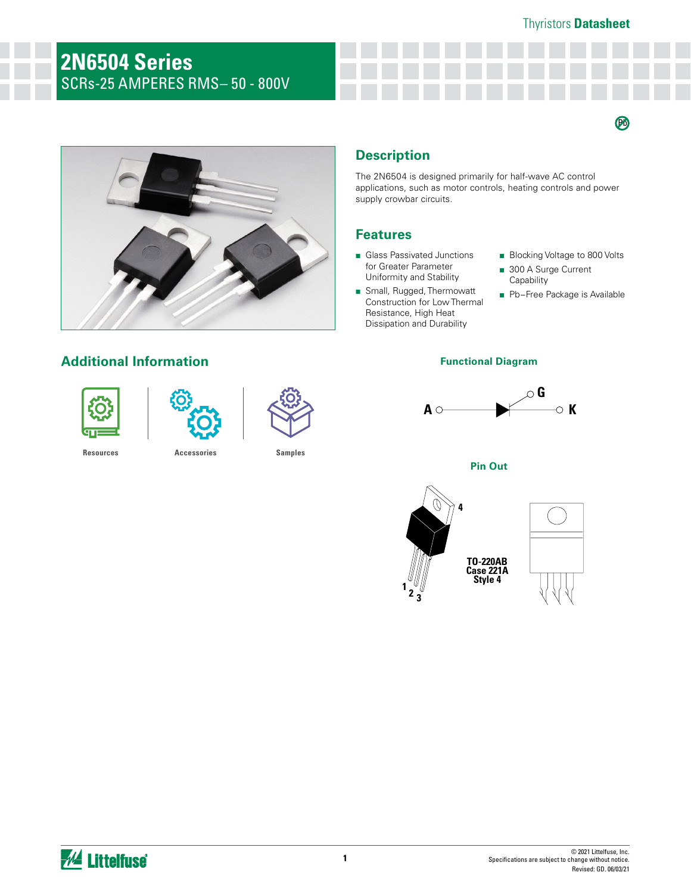# 2N6504 Series

SCRs-25 AMPERES RMS– 50 - 800V

## Description

The 2N6504 is designed primarily for half-wave AC control applications, such as motor controls, heating controls and power supply crowbar circuits.

## Features

- Glass Passivated Junctions for Greater Parameter Uniformity and Stability
- Small, Rugged, Thermowatt Construction for Low Thermal Resistance, High Heat Dissipation and Durability
- Blocking Voltage to 800 Volts
- 300 A Surge Current Capability
- Pb−Free Package is Available

## Additional Information

Resources

Accessories

Samples

### Functional Diagram

A G K

### Pin Out

TO-220AB
Case 221A
Style 4

1 2 3 4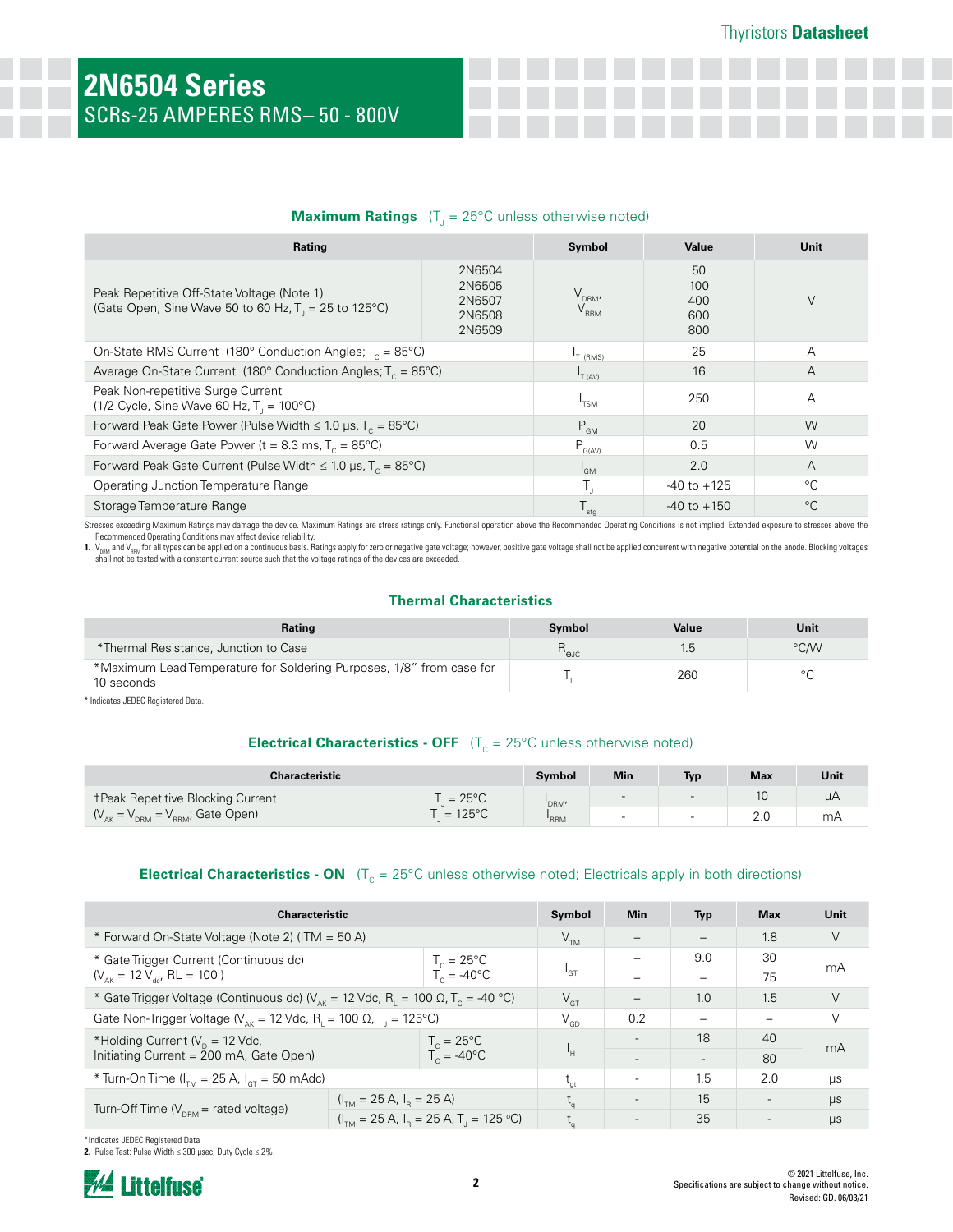# 2N6504 Series

## SCRs-25 AMPERES RMS– 50 - 800V

### Maximum Ratings ($T_J$ = 25°C unless otherwise noted)

| Rating | | Symbol | Value | Unit |
|---|---|---|---|---|
| Peak Repetitive Off-State Voltage (Note 1) (Gate Open, Sine Wave 50 to 60 Hz, $T_J$ = 25 to 125°C) | 2N6504<br>2N6505<br>2N6507<br>2N6508<br>2N6509 | $V_{DRM}$, $V_{RRM}$ | 50<br>100<br>400<br>600<br>800 | V |
| On-State RMS Current (180° Conduction Angles; $T_C$ = 85°C) | | $I_{T\,(RMS)}$ | 25 | A |
| Average On-State Current (180° Conduction Angles; $T_C$ = 85°C) | | $I_{T\,(AV)}$ | 16 | A |
| Peak Non-repetitive Surge Current (1/2 Cycle, Sine Wave 60 Hz, $T_J$ = 100°C) | | $I_{TSM}$ | 250 | A |
| Forward Peak Gate Power (Pulse Width ≤ 1.0 μs, $T_C$ = 85°C) | | $P_{GM}$ | 20 | W |
| Forward Average Gate Power (t = 8.3 ms, $T_C$ = 85°C) | | $P_{G(AV)}$ | 0.5 | W |
| Forward Peak Gate Current (Pulse Width ≤ 1.0 μs, $T_C$ = 85°C) | | $I_{GM}$ | 2.0 | A |
| Operating Junction Temperature Range | | $T_J$ | -40 to +125 | °C |
| Storage Temperature Range | | $T_{stg}$ | -40 to +150 | °C |

Stresses exceeding Maximum Ratings may damage the device. Maximum Ratings are stress ratings only. Functional operation above the Recommended Operating Conditions is not implied. Extended exposure to stresses above the Recommended Operating Conditions may affect device reliability.

1. $V_{DRM}$ and $V_{RRM}$ for all types can be applied on a continuous basis. Ratings apply for zero or negative gate voltage; however, positive gate voltage shall not be applied concurrent with negative potential on the anode. Blocking voltages shall not be tested with a constant current source such that the voltage ratings of the devices are exceeded.

### Thermal Characteristics

| Rating | Symbol | Value | Unit |
|---|---|---|---|
| *Thermal Resistance, Junction to Case | $R_{\theta JC}$ | 1.5 | °C/W |
| *Maximum Lead Temperature for Soldering Purposes, 1/8" from case for 10 seconds | $T_L$ | 260 | °C |

* Indicates JEDEC Registered Data.

### Electrical Characteristics - OFF ($T_C$ = 25°C unless otherwise noted)

| Characteristic | | Symbol | Min | Typ | Max | Unit |
|---|---|---|---|---|---|---|
| †Peak Repetitive Blocking Current ($V_{AK}$ = $V_{DRM}$ = $V_{RRM}$; Gate Open) | $T_J$ = 25°C | $I_{DRM}$, $I_{RRM}$ | - | - | 10 | μA |
| | $T_J$ = 125°C | | - | - | 2.0 | mA |

### Electrical Characteristics - ON ($T_C$ = 25°C unless otherwise noted; Electricals apply in both directions)

| Characteristic | | Symbol | Min | Typ | Max | Unit |
|---|---|---|---|---|---|---|
| * Forward On-State Voltage (Note 2) (ITM = 50 A) | | $V_{TM}$ | – | – | 1.8 | V |
| * Gate Trigger Current (Continuous dc) ($V_{AK}$ = 12 $V_{dc}$, RL = 100 ) | $T_C$ = 25°C | $I_{GT}$ | – | 9.0 | 30 | mA |
| | $T_C$ = -40°C | | – | – | 75 | |
| * Gate Trigger Voltage (Continuous dc) ($V_{AK}$ = 12 Vdc, $R_L$ = 100 Ω, $T_C$ = -40 °C) | | $V_{GT}$ | – | 1.0 | 1.5 | V |
| Gate Non-Trigger Voltage ($V_{AK}$ = 12 Vdc, $R_L$ = 100 Ω, $T_J$ = 125°C) | | $V_{GD}$ | 0.2 | – | – | V |
| *Holding Current ($V_D$ = 12 Vdc, Initiating Current = 200 mA, Gate Open) | $T_C$ = 25°C | $I_H$ | - | 18 | 40 | mA |
| | $T_C$ = -40°C | | - | - | 80 | |
| * Turn-On Time ($I_{TM}$ = 25 A, $I_{GT}$ = 50 mAdc) | | $t_{gt}$ | - | 1.5 | 2.0 | μs |
| Turn-Off Time ($V_{DRM}$ = rated voltage) | ($I_{TM}$ = 25 A, $I_R$ = 25 A) | $t_q$ | - | 15 | - | μs |
| | ($I_{TM}$ = 25 A, $I_R$ = 25 A, $T_J$ = 125 °C) | $t_q$ | - | 35 | - | μs |

*Indicates JEDEC Registered Data

2. Pulse Test: Pulse Width ≤ 300 μsec, Duty Cycle ≤ 2%.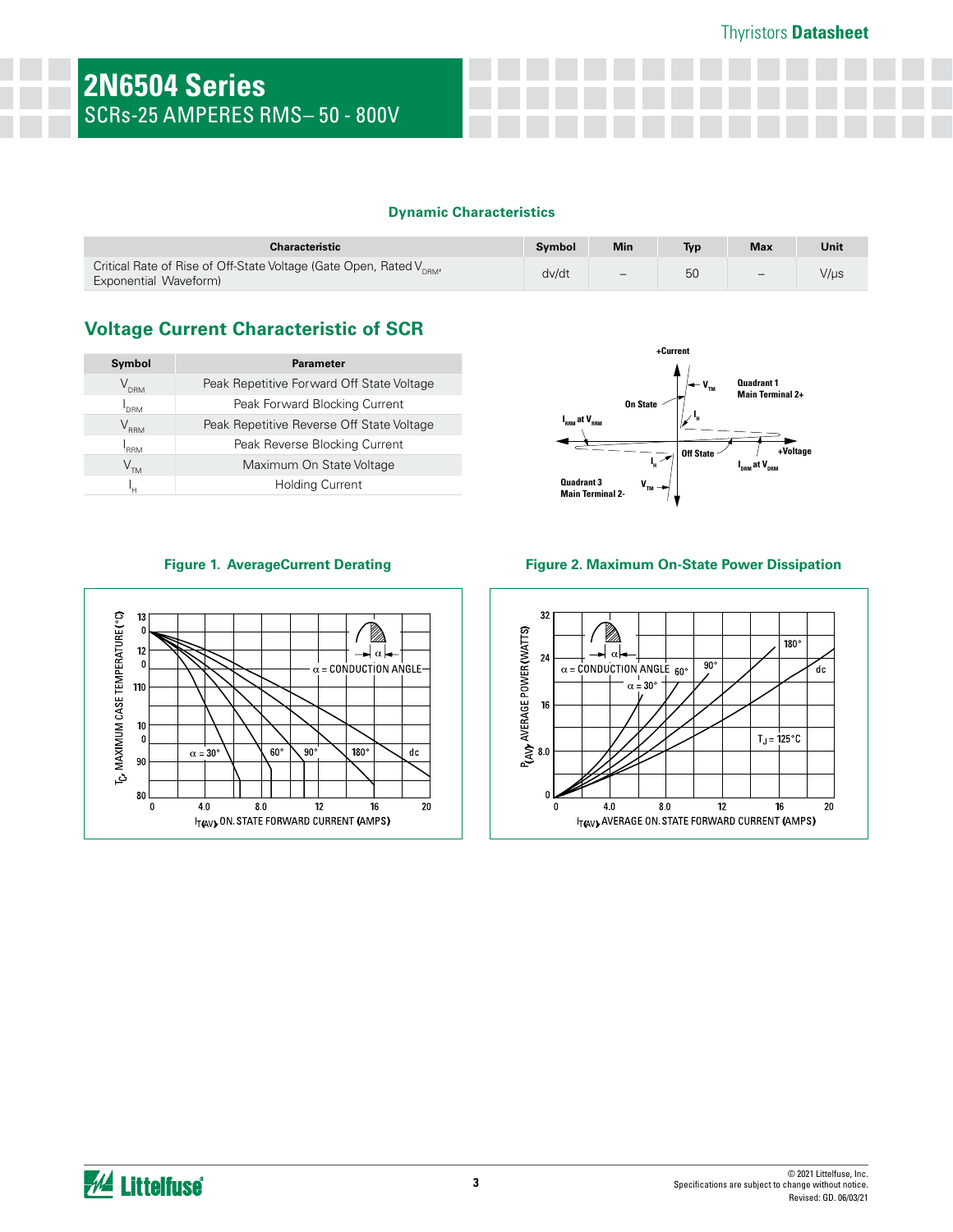## Dynamic Characteristics

| Characteristic | Symbol | Min | Typ | Max | Unit |
|---|---|---|---|---|---|
| Critical Rate of Rise of Off-State Voltage (Gate Open, Rated $V_{DRM}$, Exponential Waveform) | dv/dt | – | 50 | – | V/µs |

## Voltage Current Characteristic of SCR

| Symbol | Parameter |
|---|---|
| $V_{DRM}$ | Peak Repetitive Forward Off State Voltage |
| $I_{DRM}$ | Peak Forward Blocking Current |
| $V_{RRM}$ | Peak Repetitive Reverse Off State Voltage |
| $I_{RRM}$ | Peak Reverse Blocking Current |
| $V_{TM}$ | Maximum On State Voltage |
| $I_H$ | Holding Current |

**Figure 1. AverageCurrent Derating**

**Figure 2. Maximum On-State Power Dissipation**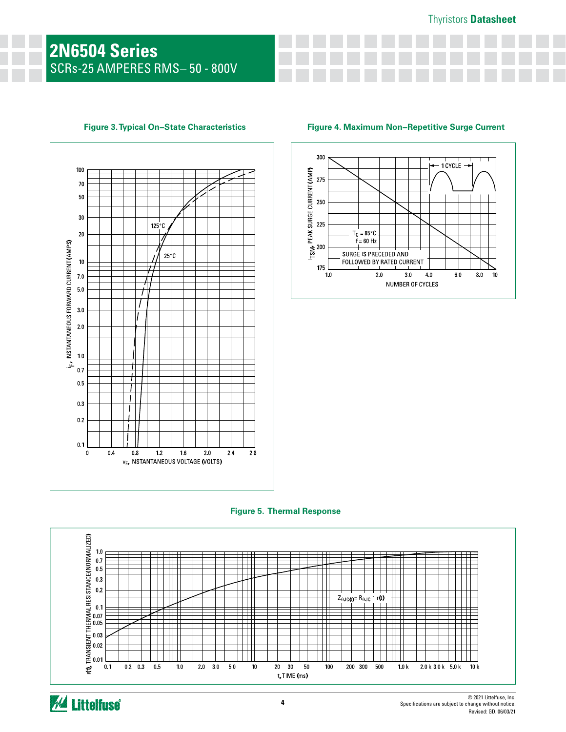## 2N6504 Series

SCRs-25 AMPERES RMS– 50 - 800V

**Figure 3. Typical On–State Characteristics**

$i_F$, INSTANTANEOUS FORWARD CURRENT (AMPS)

$v_F$, INSTANTANEOUS VOLTAGE (VOLTS)

125°C

25°C

**Figure 4. Maximum Non–Repetitive Surge Current**

$I_{TSM}$, PEAK SURGE CURRENT (AMP)

NUMBER OF CYCLES

$T_C$ = 85°C
f = 60 Hz

SURGE IS PRECEDED AND FOLLOWED BY RATED CURRENT

1 CYCLE

**Figure 5. Thermal Response**

r(t), TRANSIENT THERMAL RESISTANCE (NORMALIZED)

t, TIME (ms)

$Z_{\theta JC(t)} = R_{\theta JC} \cdot r(t)$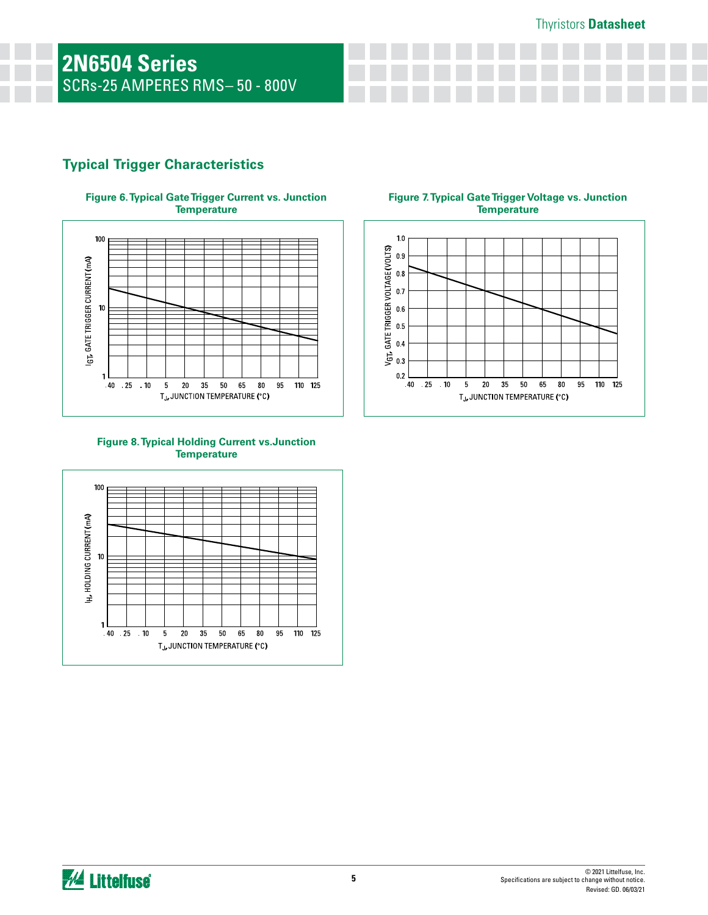## Typical Trigger Characteristics

**Figure 6. Typical Gate Trigger Current vs. Junction Temperature**

**Figure 7. Typical Gate Trigger Voltage vs. Junction Temperature**

**Figure 8. Typical Holding Current vs.Junction Temperature**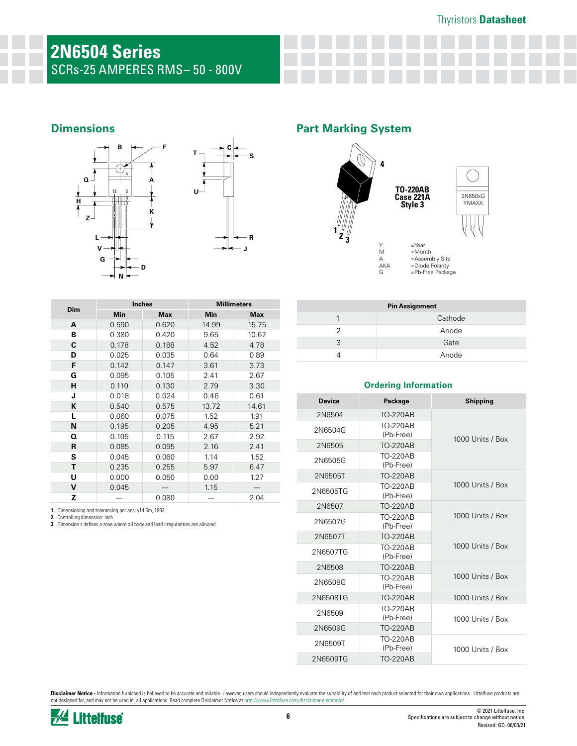# 2N6504 Series

SCRs-25 AMPERES RMS– 50 - 800V

## Dimensions

B
F
Q
A
H
Z
K
L
V
G
D
N
T
C
S
U
R
J

| Dim | Inches | | Millimeters | |
|---|---|---|---|---|
| | Min | Max | Min | Max |
| A | 0.590 | 0.620 | 14.99 | 15.75 |
| B | 0.380 | 0.420 | 9.65 | 10.67 |
| C | 0.178 | 0.188 | 4.52 | 4.78 |
| D | 0.025 | 0.035 | 0.64 | 0.89 |
| F | 0.142 | 0.147 | 3.61 | 3.73 |
| G | 0.095 | 0.105 | 2.41 | 2.67 |
| H | 0.110 | 0.130 | 2.79 | 3.30 |
| J | 0.018 | 0.024 | 0.46 | 0.61 |
| K | 0.540 | 0.575 | 13.72 | 14.61 |
| L | 0.060 | 0.075 | 1.52 | 1.91 |
| N | 0.195 | 0.205 | 4.95 | 5.21 |
| Q | 0.105 | 0.115 | 2.67 | 2.92 |
| R | 0.085 | 0.095 | 2.16 | 2.41 |
| S | 0.045 | 0.060 | 1.14 | 1.52 |
| T | 0.235 | 0.255 | 5.97 | 6.47 |
| U | 0.000 | 0.050 | 0.00 | 1.27 |
| V | 0.045 | --- | 1.15 | --- |
| Z | --- | 0.080 | --- | 2.04 |

1. Dimensioning and tolerancing per ansi y14.5m, 1982.
2. Controlling dimension: inch.
3. Dimension z defines a zone where all body and lead irregularities are allowed.

## Part Marking System

TO-220AB
Case 221A
Style 3

2N650xG
YMAXX

Y =Year
M =Month
A =Assembly Site
AKA =Diode Polarity
G =Pb-Free Package

| Pin Assignment | |
|---|---|
| 1 | Cathode |
| 2 | Anode |
| 3 | Gate |
| 4 | Anode |

### Ordering Information

| Device | Package | Shipping |
|---|---|---|
| 2N6504 | TO-220AB | 1000 Units / Box |
| 2N6504G | TO-220AB (Pb-Free) | |
| 2N6505 | TO-220AB | |
| 2N6505G | TO-220AB (Pb-Free) | |
| 2N6505T | TO-220AB | 1000 Units / Box |
| 2N6505TG | TO-220AB (Pb-Free) | |
| 2N6507 | TO-220AB | 1000 Units / Box |
| 2N6507G | TO-220AB (Pb-Free) | |
| 2N6507T | TO-220AB | 1000 Units / Box |
| 2N6507TG | TO-220AB (Pb-Free) | |
| 2N6508 | TO-220AB | 1000 Units / Box |
| 2N6508G | TO-220AB (Pb-Free) | |
| 2N6508TG | TO-220AB | 1000 Units / Box |
| 2N6509 | TO-220AB (Pb-Free) | 1000 Units / Box |
| 2N6509G | TO-220AB | |
| 2N6509T | TO-220AB (Pb-Free) | 1000 Units / Box |
| 2N6509TG | TO-220AB | |

**Disclaimer Notice -** Information furnished is believed to be accurate and reliable. However, users should independently evaluate the suitability of and test each product selected for their own applications. Littelfuse products are not designed for, and may not be used in, all applications. Read complete Disclaimer Notice at http://www.littelfuse.com/disclaimer-electronics.

© 2021 Littelfuse, Inc.
Specifications are subject to change without notice.
Revised: GD. 06/03/21